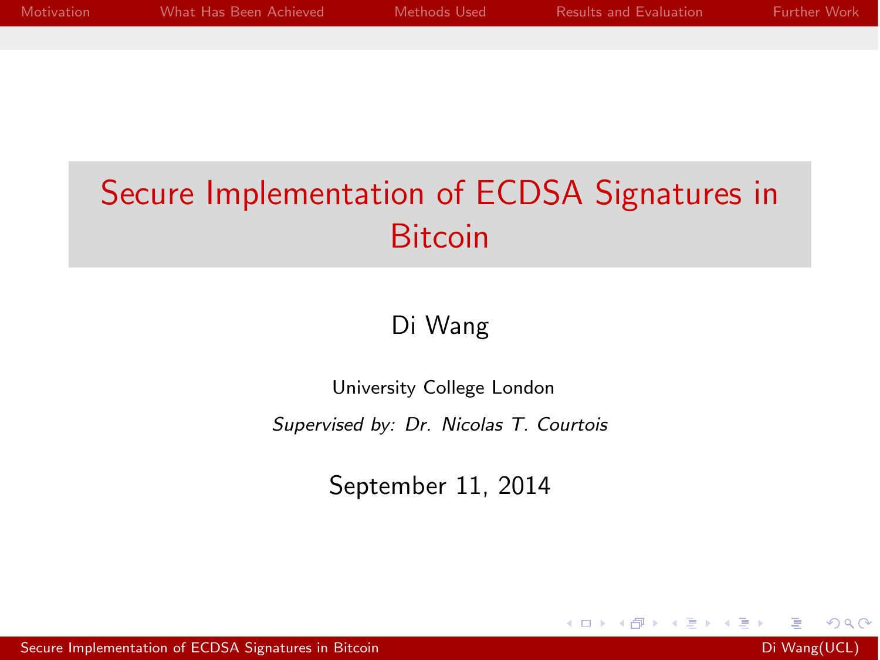# Secure Implementation of ECDSA Signatures in Bitcoin

Di Wang

University College London

*Supervised by: Dr. Nicolas T. Courtois*

September 11, 2014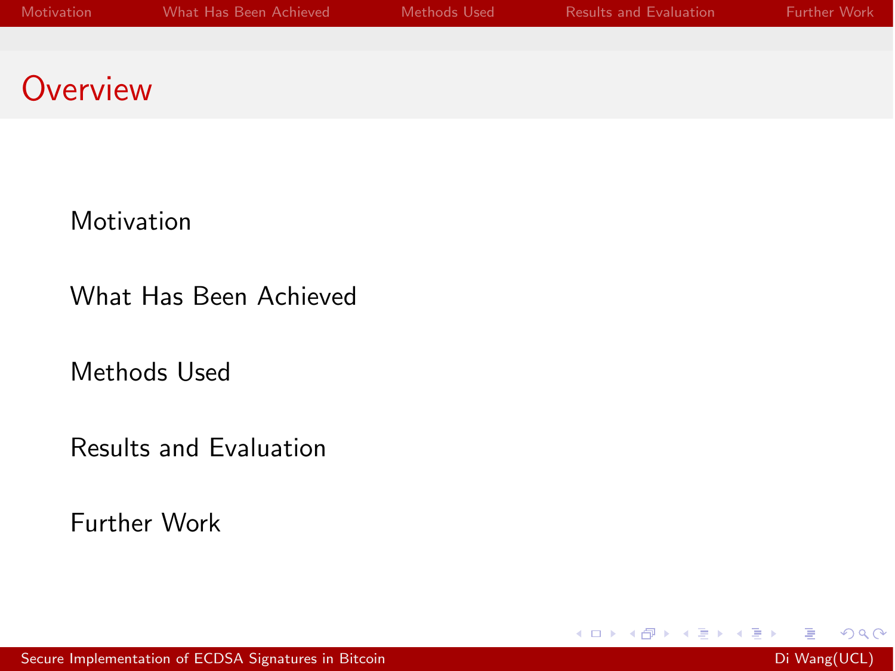# Overview

- Motivation
- What Has Been Achieved
- Methods Used
- Results and Evaluation
- Further Work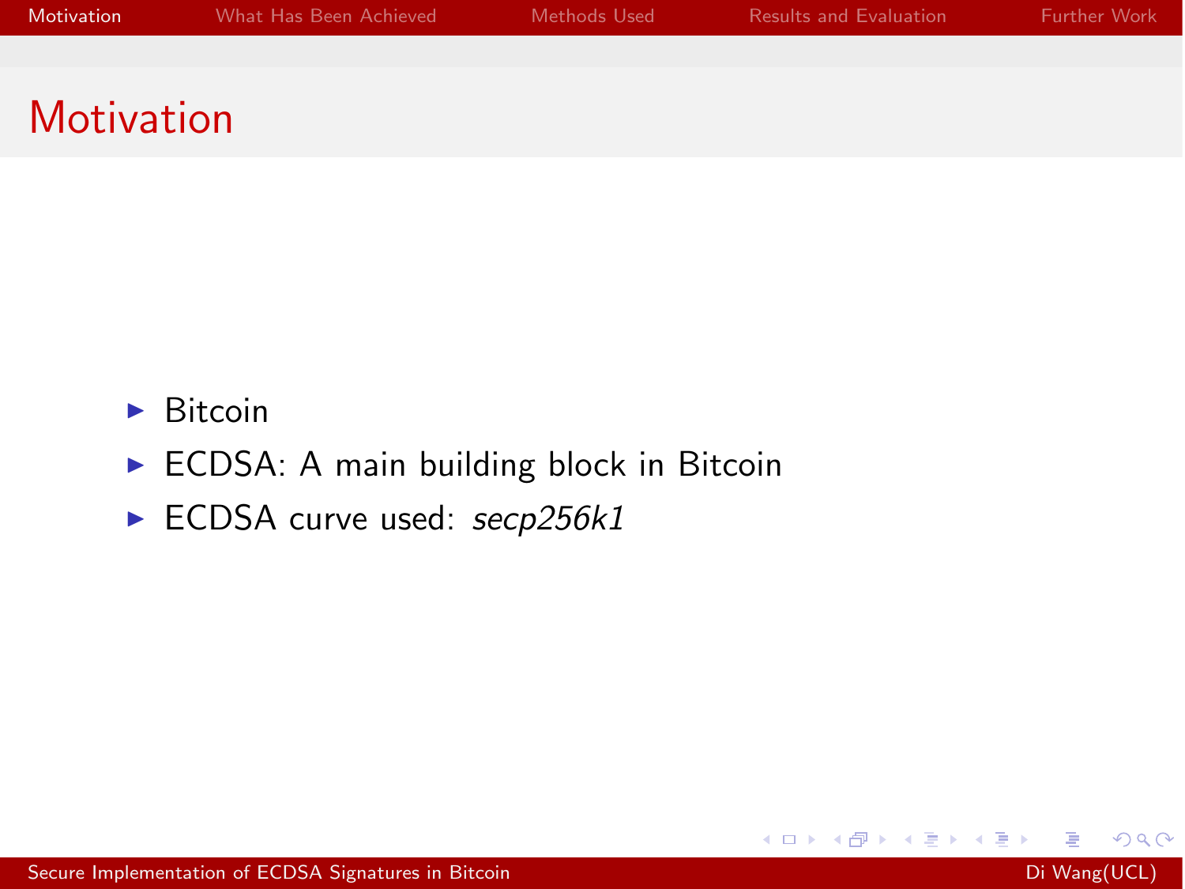# Motivation

- Bitcoin
- ECDSA: A main building block in Bitcoin
- ECDSA curve used: *secp256k1*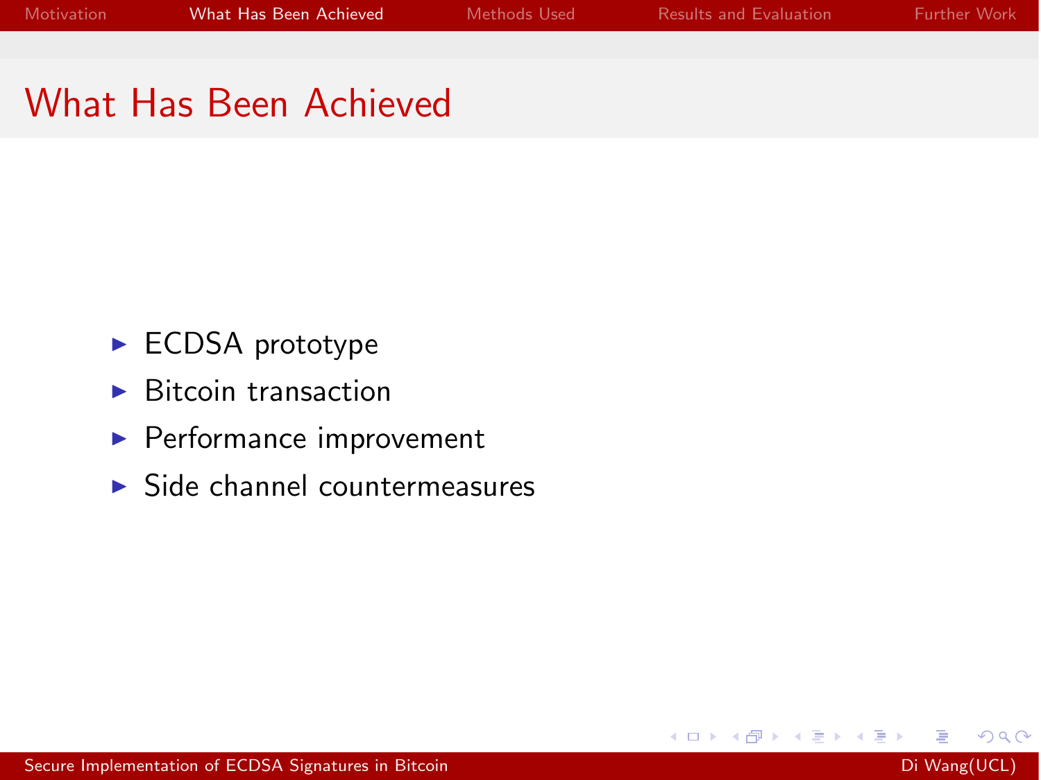# What Has Been Achieved

- ECDSA prototype
- Bitcoin transaction
- Performance improvement
- Side channel countermeasures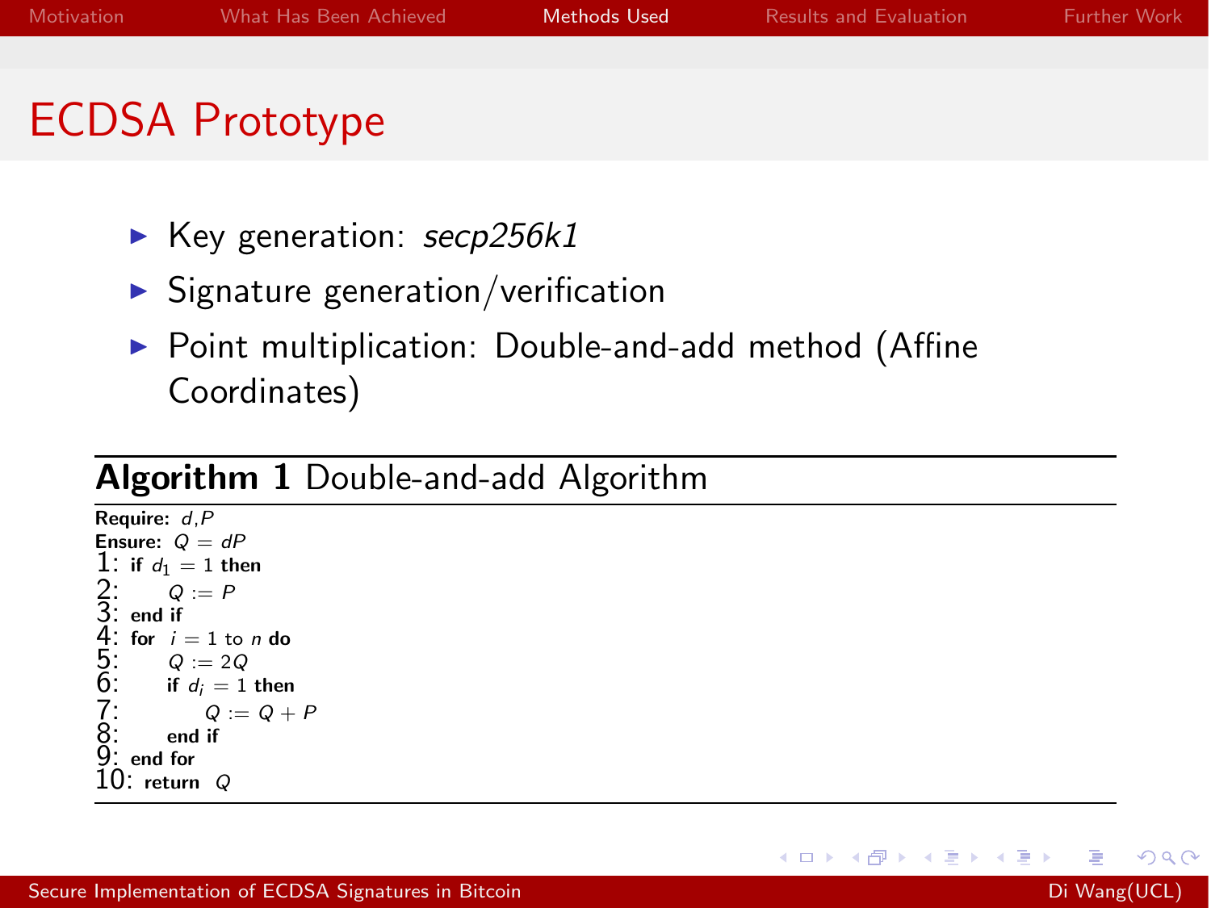# ECDSA Prototype

- Key generation: *secp256k1*
- Signature generation/verification
- Point multiplication: Double-and-add method (Affine Coordinates)

**Algorithm 1** Double-and-add Algorithm

**Require:** $d, P$
**Ensure:** $Q = dP$

```
1:  if d_1 = 1 then
2:      Q := P
3:  end if
4:  for i = 1 to n do
5:      Q := 2Q
6:      if d_i = 1 then
7:          Q := Q + P
8:      end if
9:  end for
10: return Q
```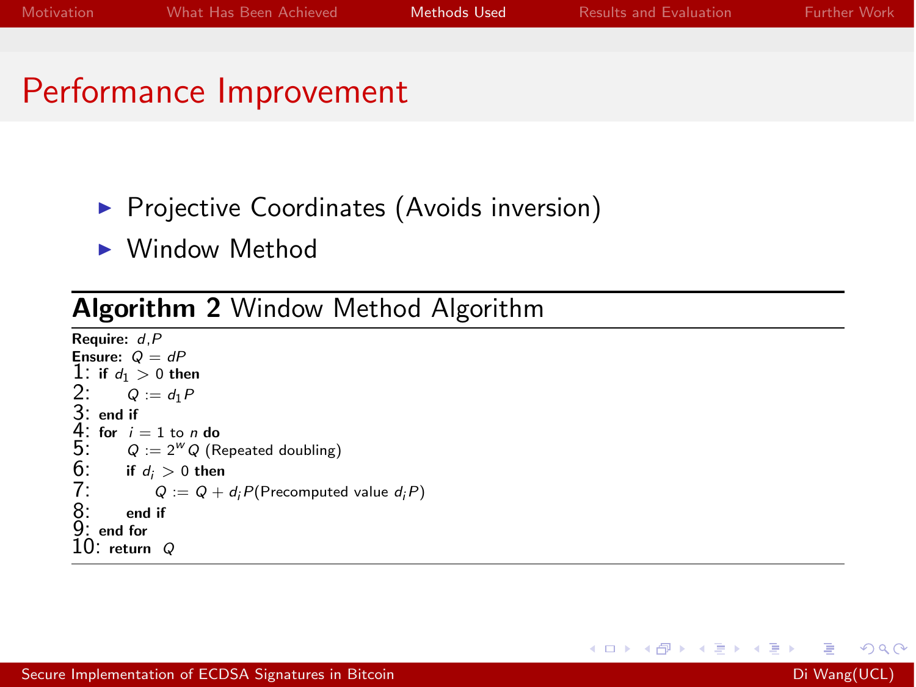# Performance Improvement

- Projective Coordinates (Avoids inversion)
- Window Method

**Algorithm 2** Window Method Algorithm

**Require:** $d, P$
**Ensure:** $Q = dP$
1: **if** $d_1 > 0$ **then**
2: $\quad Q := d_1 P$
3: **end if**
4: **for** $i = 1$ to $n$ **do**
5: $\quad Q := 2^w Q$ (Repeated doubling)
6: $\quad$ **if** $d_i > 0$ **then**
7: $\quad\quad Q := Q + d_i P$(Precomputed value $d_i P$)
8: $\quad$ **end if**
9: **end for**
10: **return** $Q$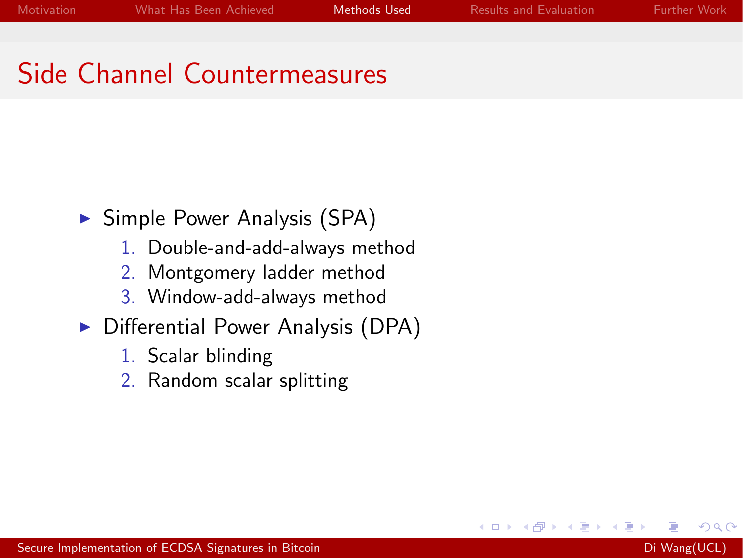# Side Channel Countermeasures

- Simple Power Analysis (SPA)
  1. Double-and-add-always method
  2. Montgomery ladder method
  3. Window-add-always method
- Differential Power Analysis (DPA)
  1. Scalar blinding
  2. Random scalar splitting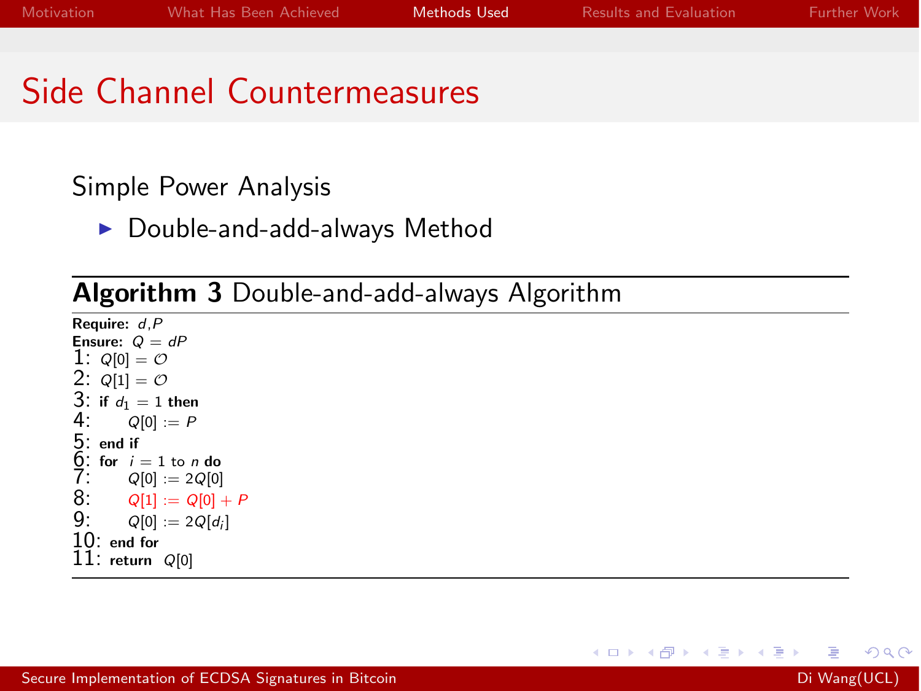# Side Channel Countermeasures

Simple Power Analysis

- Double-and-add-always Method

**Algorithm 3** Double-and-add-always Algorithm

**Require:** $d$,$P$
**Ensure:** $Q = dP$
1: $Q[0] = \mathcal{O}$
2: $Q[1] = \mathcal{O}$
3: **if** $d_1 = 1$ **then**
4: $\quad Q[0] := P$
5: **end if**
6: **for** $i = 1$ to $n$ **do**
7: $\quad Q[0] := 2Q[0]$
8: $\quad Q[1] := Q[0] + P$
9: $\quad Q[0] := 2Q[d_i]$
10: **end for**
11: **return** $Q[0]$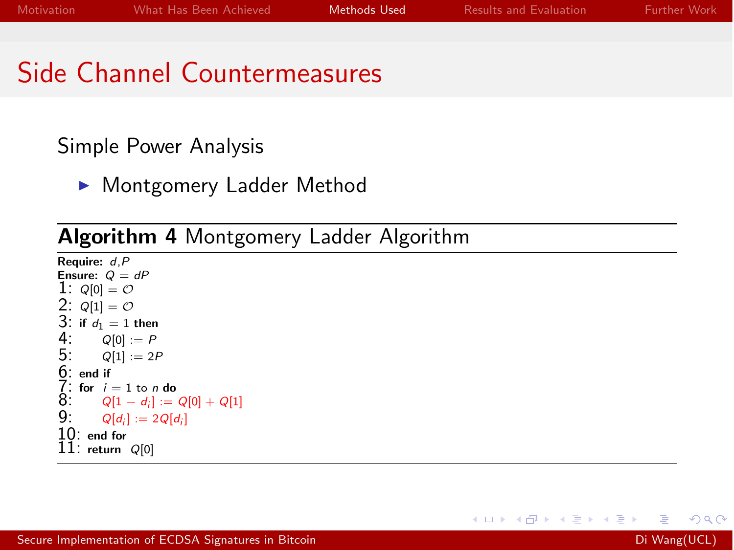# Side Channel Countermeasures

Simple Power Analysis

- Montgomery Ladder Method

**Algorithm 4** Montgomery Ladder Algorithm

**Require:** $d, P$
**Ensure:** $Q = dP$
1: $Q[0] = \mathcal{O}$
2: $Q[1] = \mathcal{O}$
3: **if** $d_1 = 1$ **then**
4: $\quad Q[0] := P$
5: $\quad Q[1] := 2P$
6: **end if**
7: **for** $i = 1$ to $n$ **do**
8: $\quad Q[1 - d_i] := Q[0] + Q[1]$
9: $\quad Q[d_i] := 2Q[d_i]$
10: **end for**
11: **return** $Q[0]$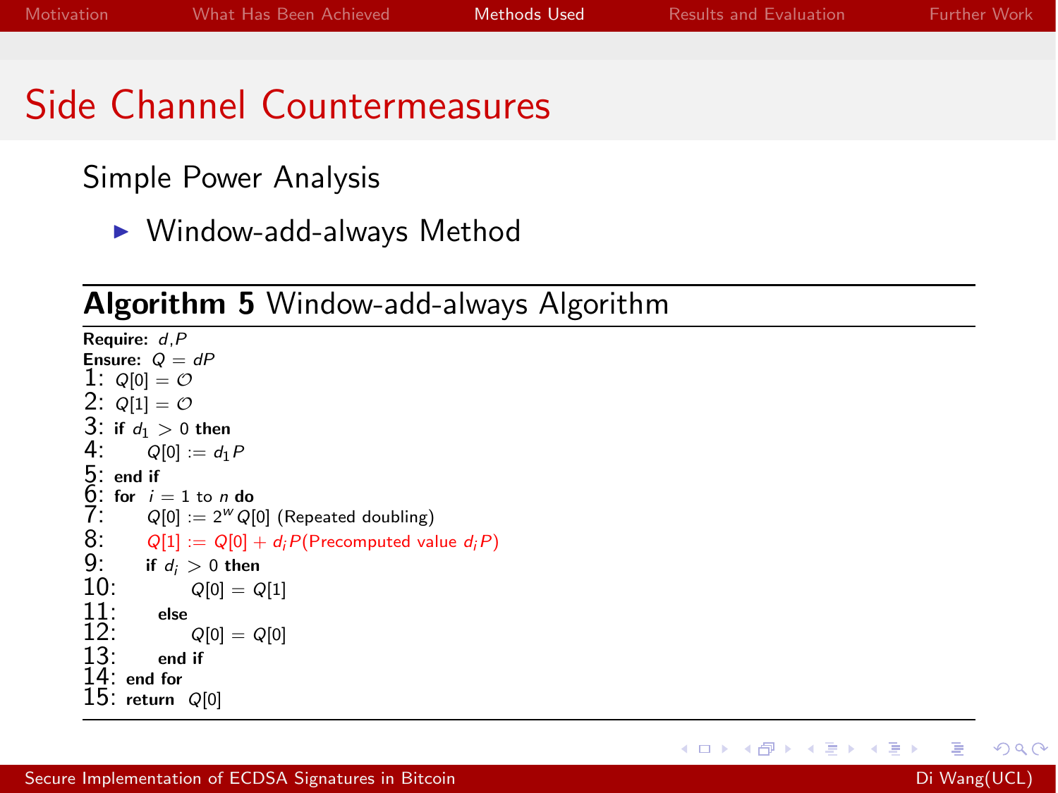# Side Channel Countermeasures

## Simple Power Analysis

- Window-add-always Method

**Algorithm 5** Window-add-always Algorithm

**Require:** $d, P$
**Ensure:** $Q = dP$

1: $Q[0] = \mathcal{O}$
2: $Q[1] = \mathcal{O}$
3: **if** $d_1 > 0$ **then**
4: $\quad Q[0] := d_1 P$
5: **end if**
6: **for** $i = 1$ to $n$ **do**
7: $\quad Q[0] := 2^w Q[0]$ (Repeated doubling)
8: $\quad Q[1] := Q[0] + d_i P$(Precomputed value $d_i P$)
9: $\quad$ **if** $d_i > 0$ **then**
10: $\quad\quad Q[0] = Q[1]$
11: $\quad$ **else**
12: $\quad\quad Q[0] = Q[0]$
13: $\quad$ **end if**
14: **end for**
15: **return** $Q[0]$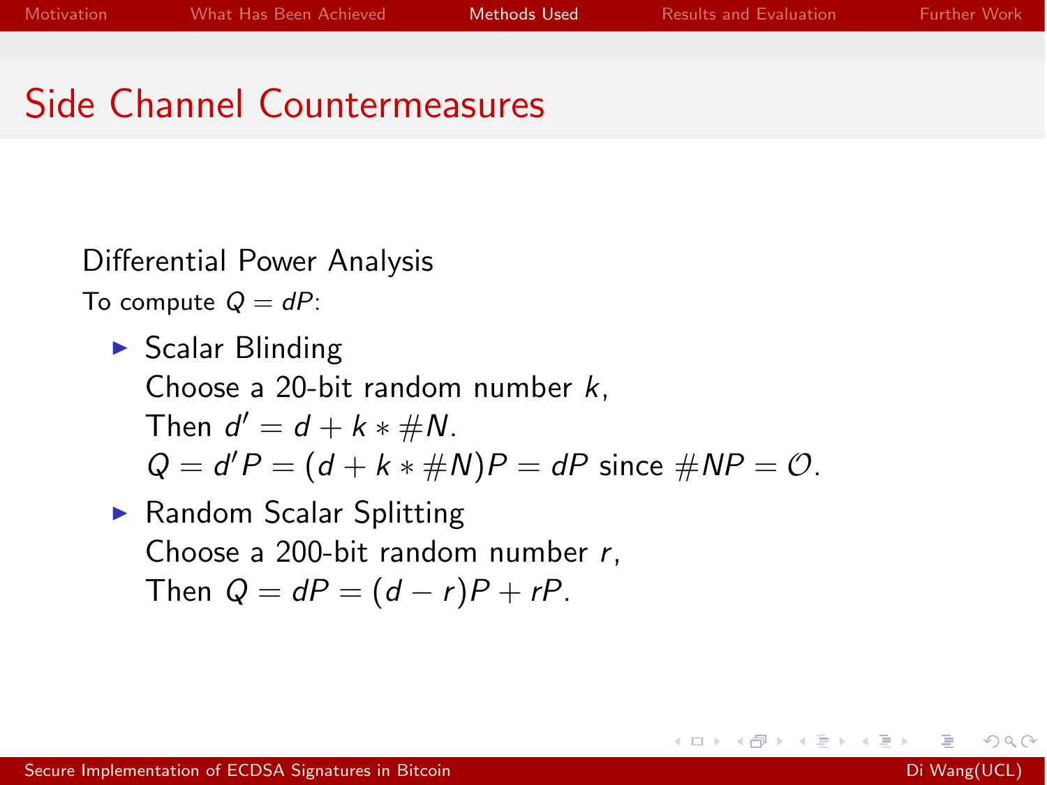# Side Channel Countermeasures

Differential Power Analysis

To compute $Q = dP$:

- Scalar Blinding
  Choose a 20-bit random number $k$,
  Then $d' = d + k * \#N$.
  $Q = d'P = (d + k * \#N)P = dP$ since $\#NP = \mathcal{O}$.
- Random Scalar Splitting
  Choose a 200-bit random number $r$,
  Then $Q = dP = (d - r)P + rP$.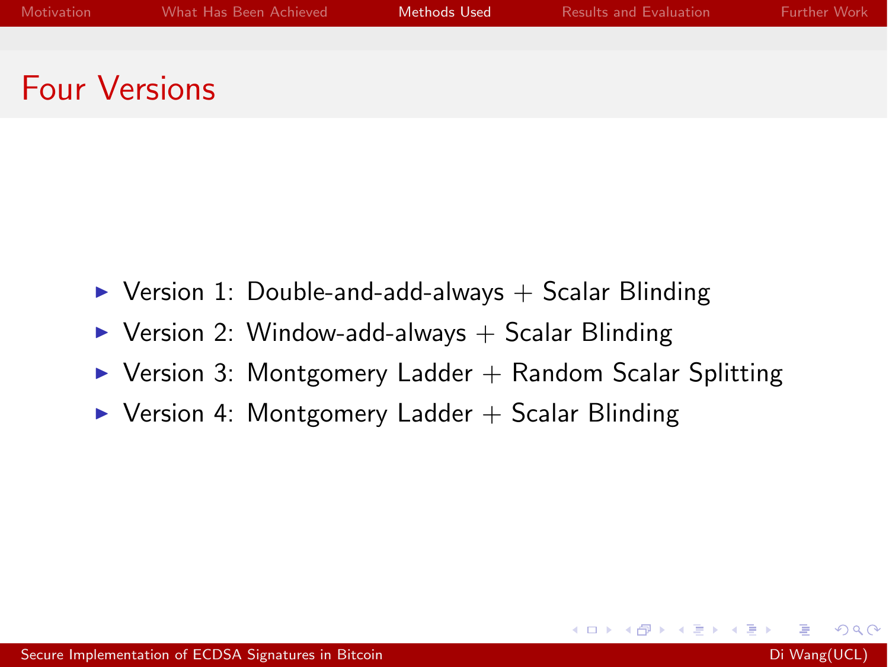# Four Versions

- Version 1: Double-and-add-always + Scalar Blinding
- Version 2: Window-add-always + Scalar Blinding
- Version 3: Montgomery Ladder + Random Scalar Splitting
- Version 4: Montgomery Ladder + Scalar Blinding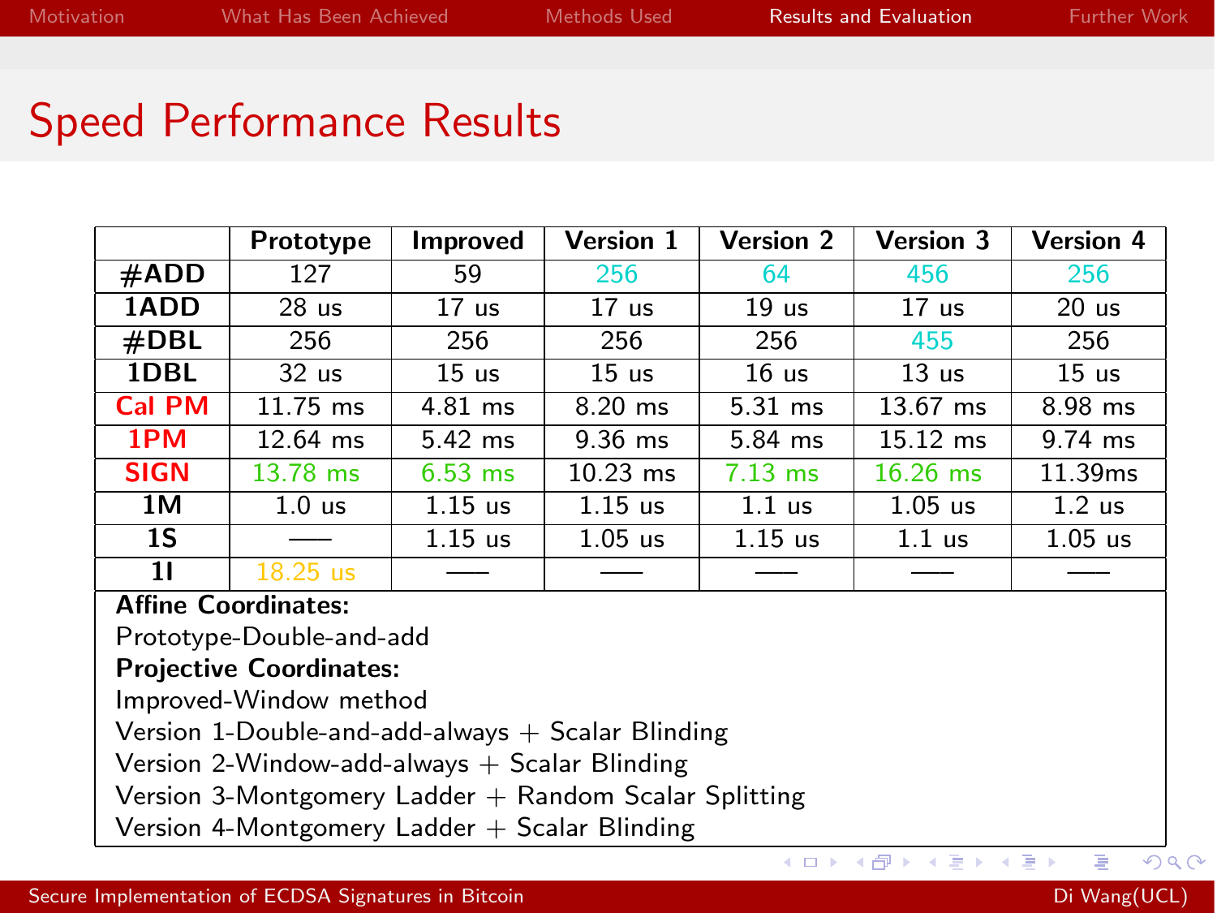# Speed Performance Results

| | Prototype | Improved | Version 1 | Version 2 | Version 3 | Version 4 |
|---|---|---|---|---|---|---|
| **#ADD** | 127 | 59 | 256 | 64 | 456 | 256 |
| **1ADD** | 28 us | 17 us | 17 us | 19 us | 17 us | 20 us |
| **#DBL** | 256 | 256 | 256 | 256 | 455 | 256 |
| **1DBL** | 32 us | 15 us | 15 us | 16 us | 13 us | 15 us |
| **Cal PM** | 11.75 ms | 4.81 ms | 8.20 ms | 5.31 ms | 13.67 ms | 8.98 ms |
| **1PM** | 12.64 ms | 5.42 ms | 9.36 ms | 5.84 ms | 15.12 ms | 9.74 ms |
| **SIGN** | 13.78 ms | 6.53 ms | 10.23 ms | 7.13 ms | 16.26 ms | 11.39ms |
| **1M** | 1.0 us | 1.15 us | 1.15 us | 1.1 us | 1.05 us | 1.2 us |
| **1S** | —— | 1.15 us | 1.05 us | 1.15 us | 1.1 us | 1.05 us |
| **1I** | 18.25 us | —— | —— | —— | —— | —— |

**Affine Coordinates:**
Prototype-Double-and-add
**Projective Coordinates:**
Improved-Window method
Version 1-Double-and-add-always + Scalar Blinding
Version 2-Window-add-always + Scalar Blinding
Version 3-Montgomery Ladder + Random Scalar Splitting
Version 4-Montgomery Ladder + Scalar Blinding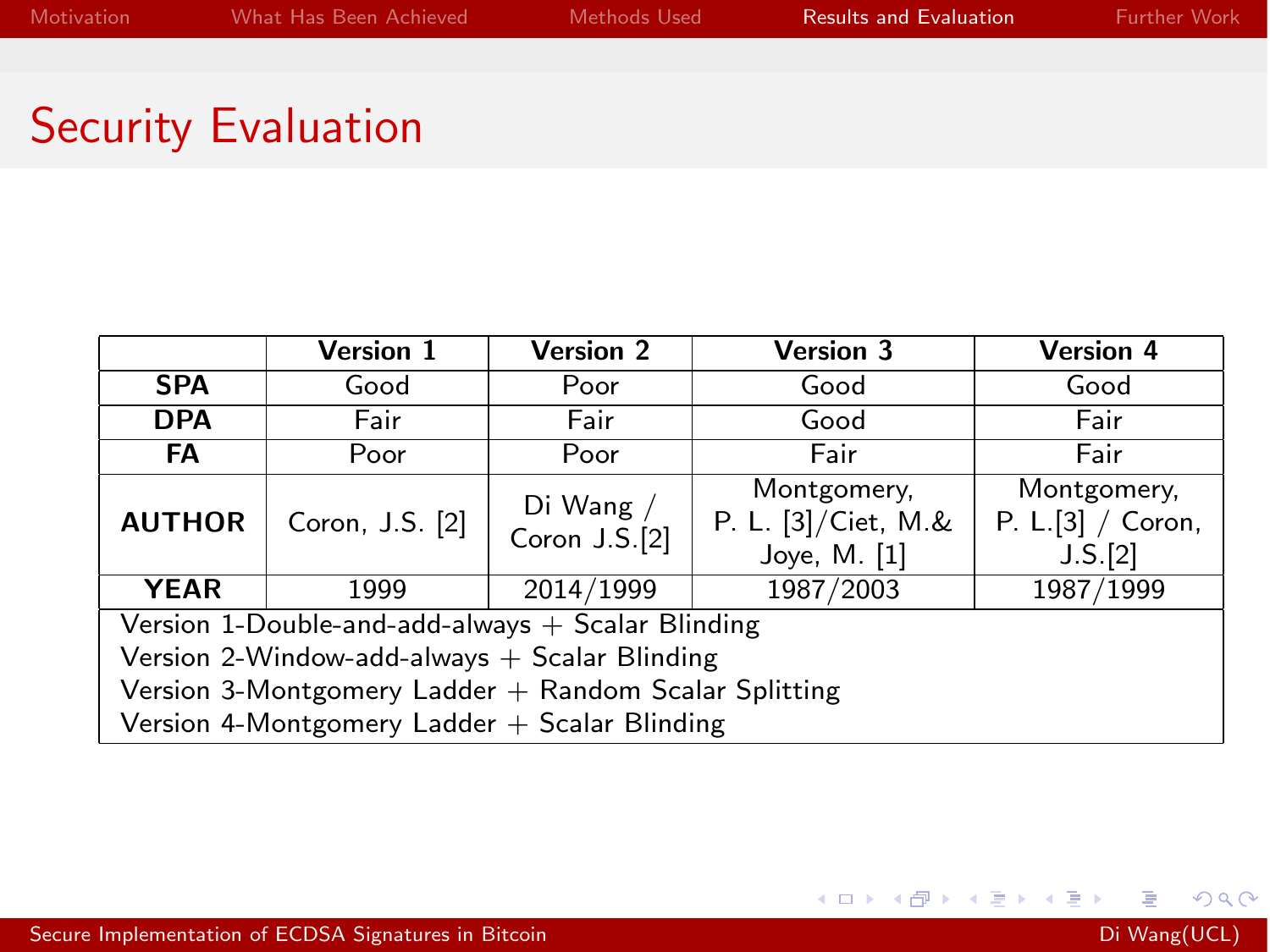# Security Evaluation

| | Version 1 | Version 2 | Version 3 | Version 4 |
|---|---|---|---|---|
| **SPA** | Good | Poor | Good | Good |
| **DPA** | Fair | Fair | Good | Fair |
| **FA** | Poor | Poor | Fair | Fair |
| **AUTHOR** | Coron, J.S. [2] | Di Wang / Coron J.S.[2] | Montgomery, P. L. [3]/Ciet, M.& Joye, M. [1] | Montgomery, P. L.[3] / Coron, J.S.[2] |
| **YEAR** | 1999 | 2014/1999 | 1987/2003 | 1987/1999 |

Version 1-Double-and-add-always + Scalar Blinding
Version 2-Window-add-always + Scalar Blinding
Version 3-Montgomery Ladder + Random Scalar Splitting
Version 4-Montgomery Ladder + Scalar Blinding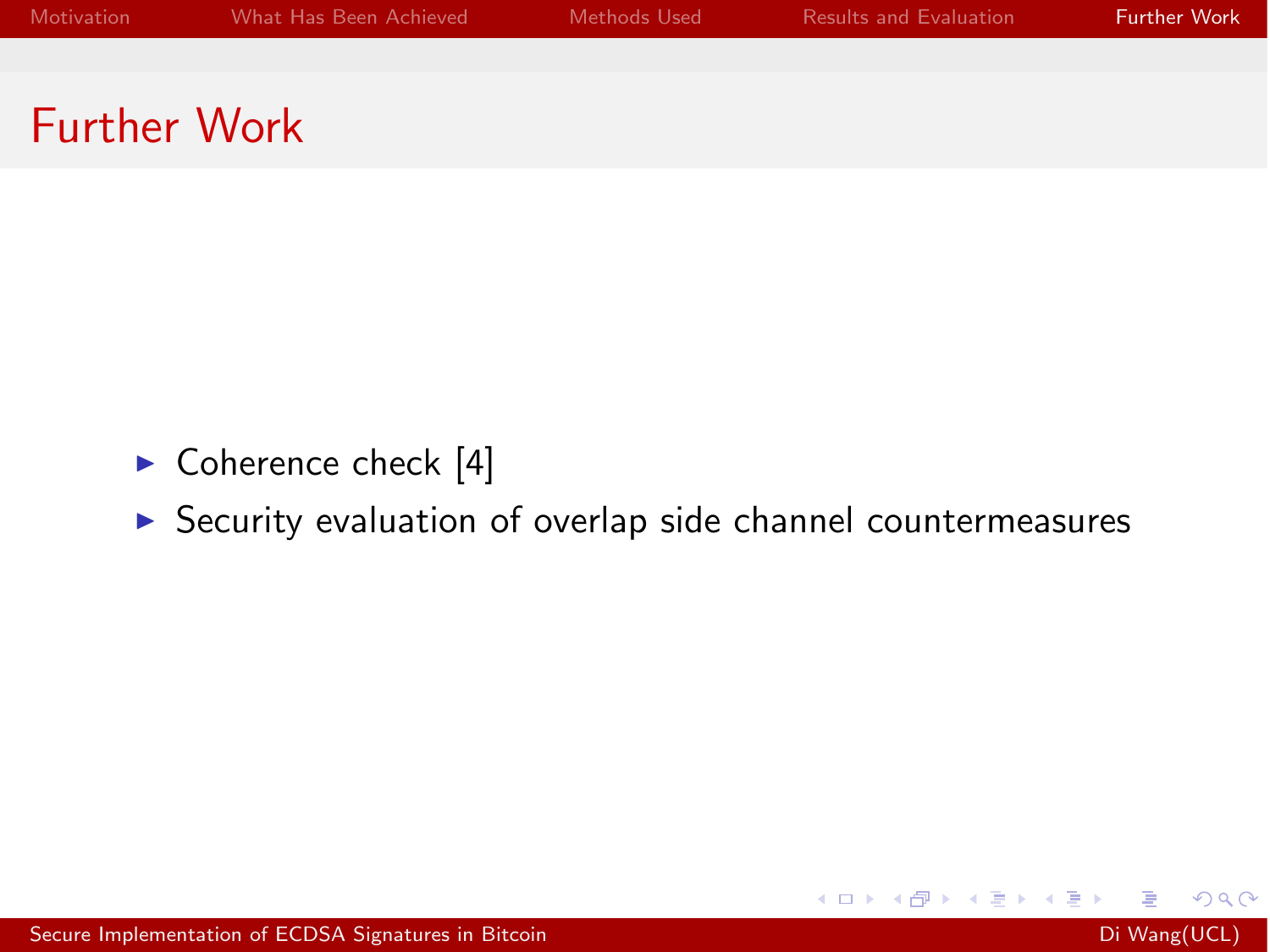# Further Work

- Coherence check [4]
- Security evaluation of overlap side channel countermeasures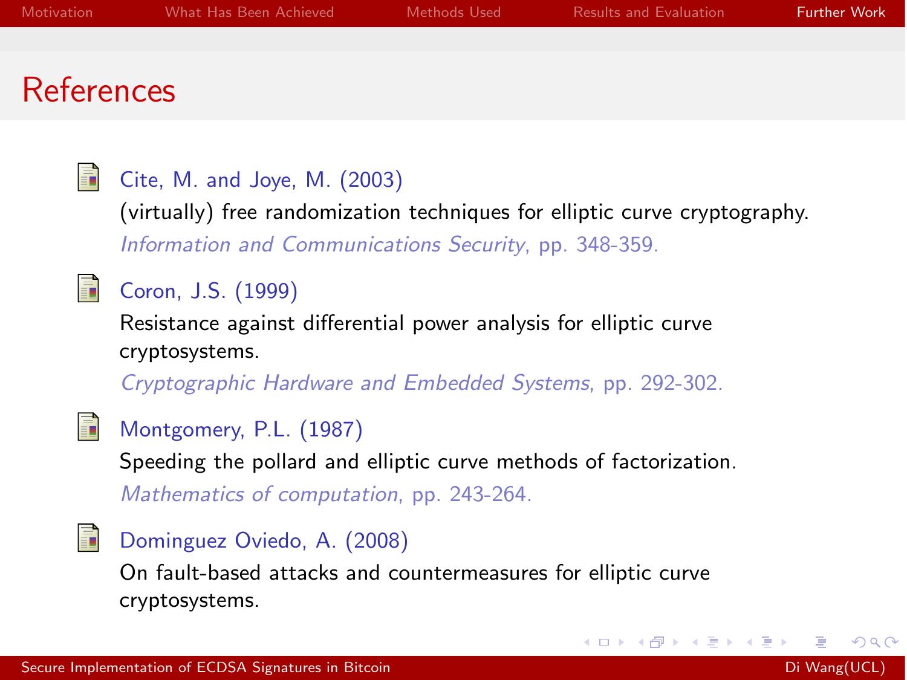# References

- Cite, M. and Joye, M. (2003)
  (virtually) free randomization techniques for elliptic curve cryptography.
  *Information and Communications Security*, pp. 348-359.

- Coron, J.S. (1999)
  Resistance against differential power analysis for elliptic curve cryptosystems.
  *Cryptographic Hardware and Embedded Systems*, pp. 292-302.

- Montgomery, P.L. (1987)
  Speeding the pollard and elliptic curve methods of factorization.
  *Mathematics of computation*, pp. 243-264.

- Dominguez Oviedo, A. (2008)
  On fault-based attacks and countermeasures for elliptic curve cryptosystems.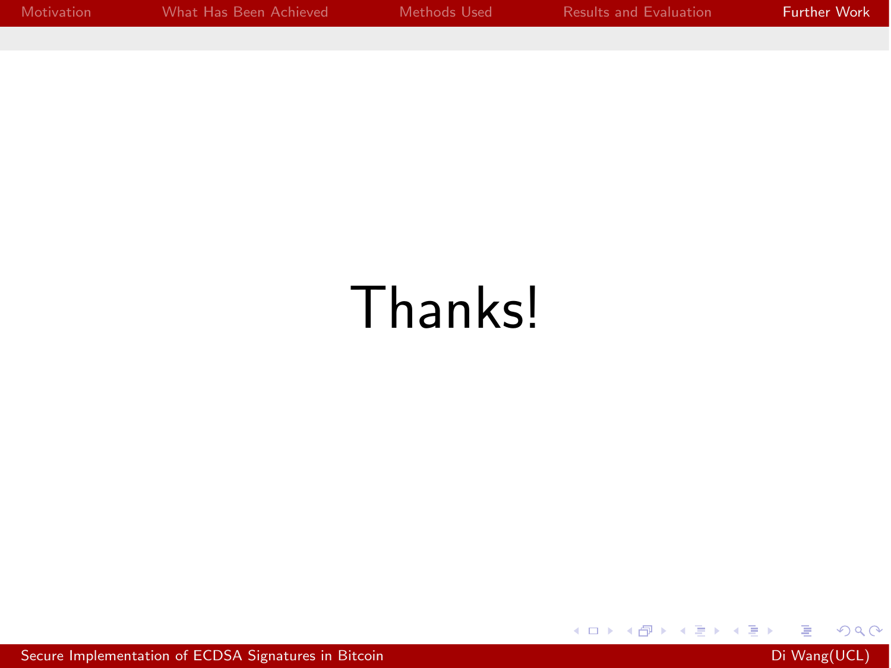# Thanks!